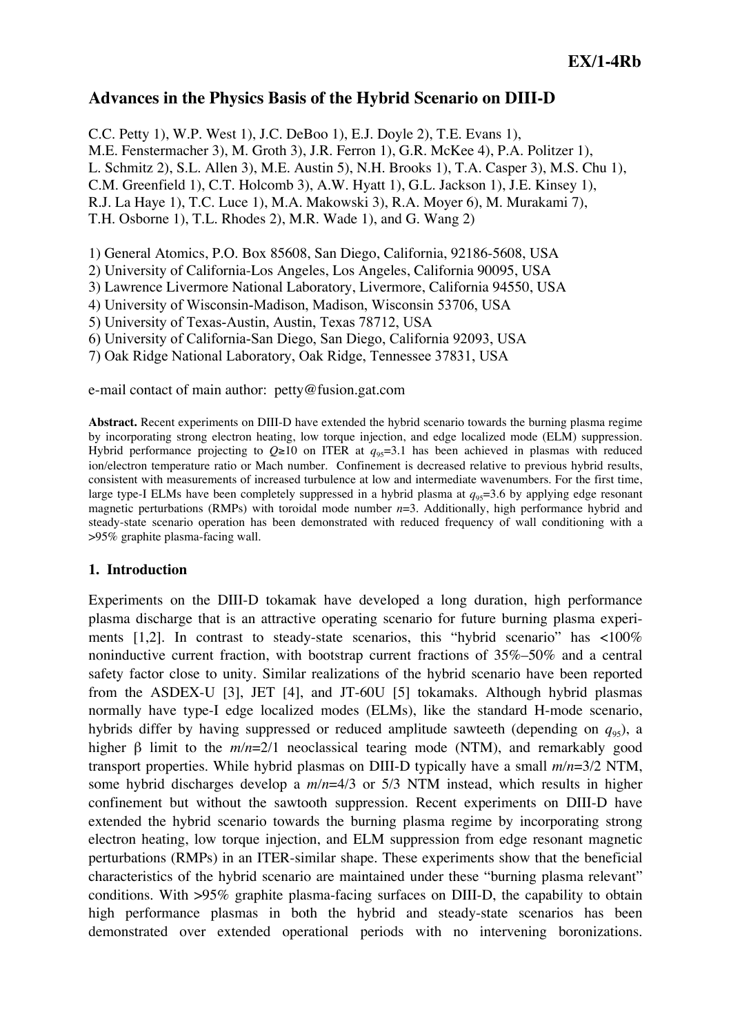**EX/1-4Rb**

# Advances in the Physics Basis of the Hybrid Scenario on DIII-D

C.C. Petty 1), W.P. West 1), J.C. DeBoo 1), E.J. Doyle 2), T.E. Evans 1), M.E. Fenstermacher 3), M. Groth 3), J.R. Ferron 1), G.R. McKee 4), P.A. Politzer 1), L. Schmitz 2), S.L. Allen 3), M.E. Austin 5), N.H. Brooks 1), T.A. Casper 3), M.S. Chu 1), C.M. Greenfield 1), C.T. Holcomb 3), A.W. Hyatt 1), G.L. Jackson 1), J.E. Kinsey 1), R.J. La Haye 1), T.C. Luce 1), M.A. Makowski 3), R.A. Moyer 6), M. Murakami 7), T.H. Osborne 1), T.L. Rhodes 2), M.R. Wade 1), and G. Wang 2)

1) General Atomics, P.O. Box 85608, San Diego, California, 92186-5608, USA
2) University of California-Los Angeles, Los Angeles, California 90095, USA
3) Lawrence Livermore National Laboratory, Livermore, California 94550, USA
4) University of Wisconsin-Madison, Madison, Wisconsin 53706, USA
5) University of Texas-Austin, Austin, Texas 78712, USA
6) University of California-San Diego, San Diego, California 92093, USA
7) Oak Ridge National Laboratory, Oak Ridge, Tennessee 37831, USA

e-mail contact of main author: petty@fusion.gat.com

**Abstract.** Recent experiments on DIII-D have extended the hybrid scenario towards the burning plasma regime by incorporating strong electron heating, low torque injection, and edge localized mode (ELM) suppression. Hybrid performance projecting to $Q \gtrsim 10$ on ITER at $q_{95}=3.1$ has been achieved in plasmas with reduced ion/electron temperature ratio or Mach number. Confinement is decreased relative to previous hybrid results, consistent with measurements of increased turbulence at low and intermediate wavenumbers. For the first time, large type-I ELMs have been completely suppressed in a hybrid plasma at $q_{95}=3.6$ by applying edge resonant magnetic perturbations (RMPs) with toroidal mode number $n=3$. Additionally, high performance hybrid and steady-state scenario operation has been demonstrated with reduced frequency of wall conditioning with a >95% graphite plasma-facing wall.

## 1. Introduction

Experiments on the DIII-D tokamak have developed a long duration, high performance plasma discharge that is an attractive operating scenario for future burning plasma experiments [1,2]. In contrast to steady-state scenarios, this "hybrid scenario" has <100% noninductive current fraction, with bootstrap current fractions of 35%–50% and a central safety factor close to unity. Similar realizations of the hybrid scenario have been reported from the ASDEX-U [3], JET [4], and JT-60U [5] tokamaks. Although hybrid plasmas normally have type-I edge localized modes (ELMs), like the standard H-mode scenario, hybrids differ by having suppressed or reduced amplitude sawteeth (depending on $q_{95}$), a higher $\beta$ limit to the $m/n$=2/1 neoclassical tearing mode (NTM), and remarkably good transport properties. While hybrid plasmas on DIII-D typically have a small $m/n$=3/2 NTM, some hybrid discharges develop a $m/n$=4/3 or 5/3 NTM instead, which results in higher confinement but without the sawtooth suppression. Recent experiments on DIII-D have extended the hybrid scenario towards the burning plasma regime by incorporating strong electron heating, low torque injection, and ELM suppression from edge resonant magnetic perturbations (RMPs) in an ITER-similar shape. These experiments show that the beneficial characteristics of the hybrid scenario are maintained under these "burning plasma relevant" conditions. With >95% graphite plasma-facing surfaces on DIII-D, the capability to obtain high performance plasmas in both the hybrid and steady-state scenarios has been demonstrated over extended operational periods with no intervening boronizations.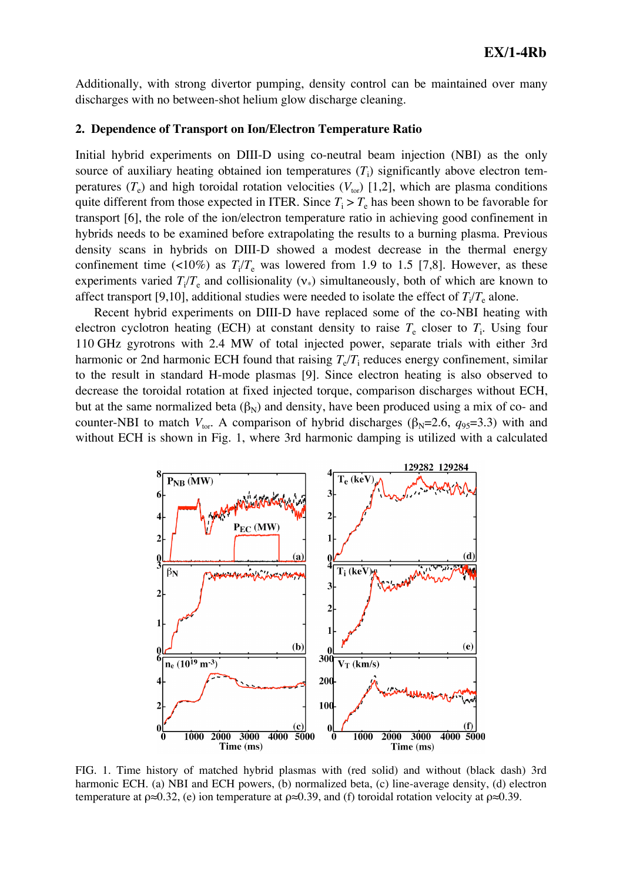Additionally, with strong divertor pumping, density control can be maintained over many discharges with no between-shot helium glow discharge cleaning.

## 2. Dependence of Transport on Ion/Electron Temperature Ratio

Initial hybrid experiments on DIII-D using co-neutral beam injection (NBI) as the only source of auxiliary heating obtained ion temperatures ($T_i$) significantly above electron temperatures ($T_e$) and high toroidal rotation velocities ($V_{tor}$) [1,2], which are plasma conditions quite different from those expected in ITER. Since $T_i > T_e$ has been shown to be favorable for transport [6], the role of the ion/electron temperature ratio in achieving good confinement in hybrids needs to be examined before extrapolating the results to a burning plasma. Previous density scans in hybrids on DIII-D showed a modest decrease in the thermal energy confinement time (<10%) as $T_i/T_e$ was lowered from 1.9 to 1.5 [7,8]. However, as these experiments varied $T_i/T_e$ and collisionality ($\nu_*$) simultaneously, both of which are known to affect transport [9,10], additional studies were needed to isolate the effect of $T_i/T_e$ alone.

Recent hybrid experiments on DIII-D have replaced some of the co-NBI heating with electron cyclotron heating (ECH) at constant density to raise $T_e$ closer to $T_i$. Using four 110 GHz gyrotrons with 2.4 MW of total injected power, separate trials with either 3rd harmonic or 2nd harmonic ECH found that raising $T_e/T_i$ reduces energy confinement, similar to the result in standard H-mode plasmas [9]. Since electron heating is also observed to decrease the toroidal rotation at fixed injected torque, comparison discharges without ECH, but at the same normalized beta ($\beta_N$) and density, have been produced using a mix of co- and counter-NBI to match $V_{tor}$. A comparison of hybrid discharges ($\beta_N$=2.6, $q_{95}$=3.3) with and without ECH is shown in Fig. 1, where 3rd harmonic damping is utilized with a calculated

FIG. 1. Time history of matched hybrid plasmas with (red solid) and without (black dash) 3rd harmonic ECH. (a) NBI and ECH powers, (b) normalized beta, (c) line-average density, (d) electron temperature at $\rho \approx 0.32$, (e) ion temperature at $\rho \approx 0.39$, and (f) toroidal rotation velocity at $\rho \approx 0.39$.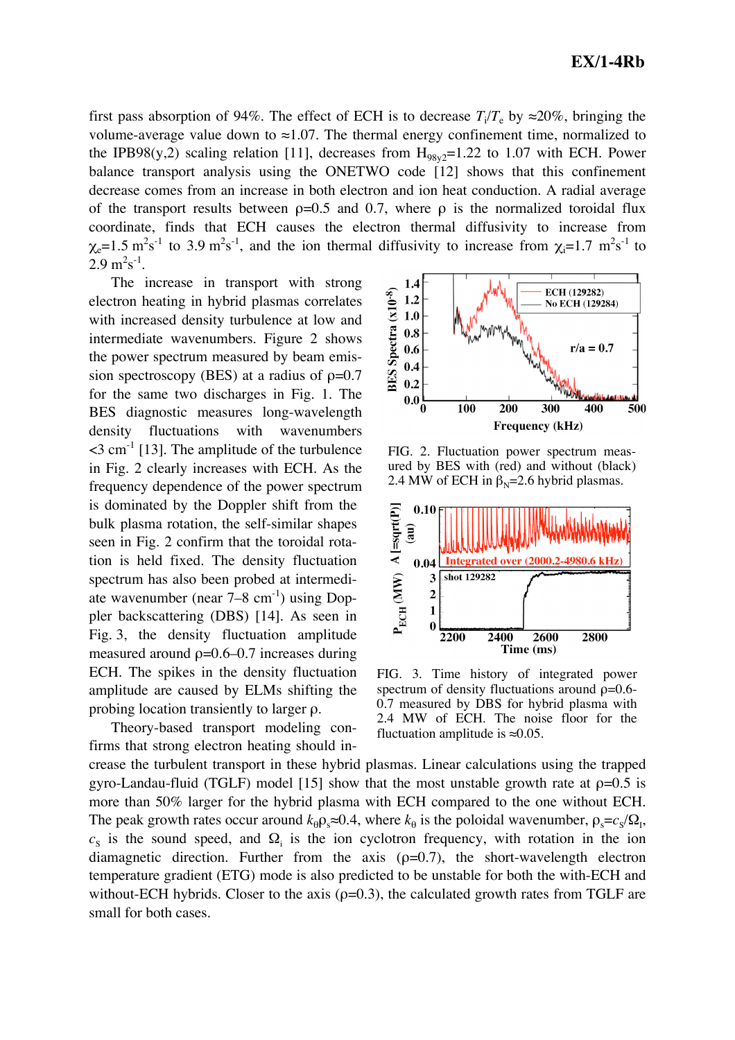first pass absorption of 94%. The effect of ECH is to decrease $T_i/T_e$ by ≈20%, bringing the volume-average value down to ≈1.07. The thermal energy confinement time, normalized to the IPB98(y,2) scaling relation [11], decreases from $H_{98y2}$=1.22 to 1.07 with ECH. Power balance transport analysis using the ONETWO code [12] shows that this confinement decrease comes from an increase in both electron and ion heat conduction. A radial average of the transport results between ρ=0.5 and 0.7, where ρ is the normalized toroidal flux coordinate, finds that ECH causes the electron thermal diffusivity to increase from $\chi_e$=1.5 $m^2s^{-1}$ to 3.9 $m^2s^{-1}$, and the ion thermal diffusivity to increase from $\chi_i$=1.7 $m^2s^{-1}$ to 2.9 $m^2s^{-1}$.

The increase in transport with strong electron heating in hybrid plasmas correlates with increased density turbulence at low and intermediate wavenumbers. Figure 2 shows the power spectrum measured by beam emission spectroscopy (BES) at a radius of ρ=0.7 for the same two discharges in Fig. 1. The BES diagnostic measures long-wavelength density fluctuations with wavenumbers <3 $cm^{-1}$ [13]. The amplitude of the turbulence in Fig. 2 clearly increases with ECH. As the frequency dependence of the power spectrum is dominated by the Doppler shift from the bulk plasma rotation, the self-similar shapes seen in Fig. 2 confirm that the toroidal rotation is held fixed. The density fluctuation spectrum has also been probed at intermediate wavenumber (near 7–8 $cm^{-1}$) using Doppler backscattering (DBS) [14]. As seen in Fig. 3, the density fluctuation amplitude measured around ρ=0.6–0.7 increases during ECH. The spikes in the density fluctuation amplitude are caused by ELMs shifting the probing location transiently to larger ρ.

FIG. 2. Fluctuation power spectrum measured by BES with (red) and without (black) 2.4 MW of ECH in $\beta_N$=2.6 hybrid plasmas.

FIG. 3. Time history of integrated power spectrum of density fluctuations around ρ=0.6-0.7 measured by DBS for hybrid plasma with 2.4 MW of ECH. The noise floor for the fluctuation amplitude is ≈0.05.

Theory-based transport modeling confirms that strong electron heating should increase the turbulent transport in these hybrid plasmas. Linear calculations using the trapped gyro-Landau-fluid (TGLF) model [15] show that the most unstable growth rate at ρ=0.5 is more than 50% larger for the hybrid plasma with ECH compared to the one without ECH. The peak growth rates occur around $k_\theta\rho_s$≈0.4, where $k_\theta$ is the poloidal wavenumber, $\rho_s=c_s/\Omega_i$, $c_s$ is the sound speed, and $\Omega_i$ is the ion cyclotron frequency, with rotation in the ion diamagnetic direction. Further from the axis (ρ=0.7), the short-wavelength electron temperature gradient (ETG) mode is also predicted to be unstable for both the with-ECH and without-ECH hybrids. Closer to the axis (ρ=0.3), the calculated growth rates from TGLF are small for both cases.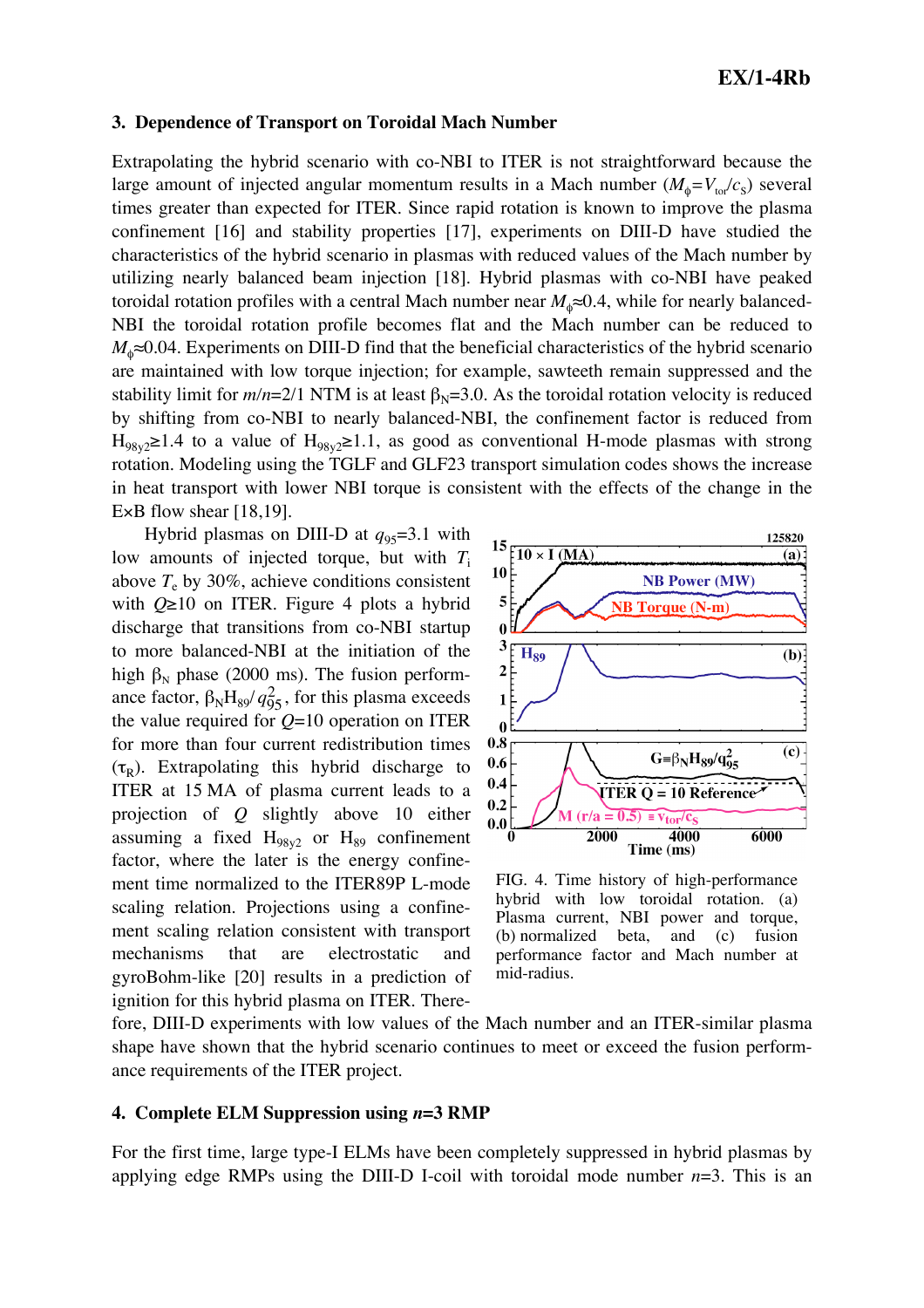## 3. Dependence of Transport on Toroidal Mach Number

Extrapolating the hybrid scenario with co-NBI to ITER is not straightforward because the large amount of injected angular momentum results in a Mach number ($M_\phi$=$V_{tor}$/$c_s$) several times greater than expected for ITER. Since rapid rotation is known to improve the plasma confinement [16] and stability properties [17], experiments on DIII-D have studied the characteristics of the hybrid scenario in plasmas with reduced values of the Mach number by utilizing nearly balanced beam injection [18]. Hybrid plasmas with co-NBI have peaked toroidal rotation profiles with a central Mach number near $M_\phi$≈0.4, while for nearly balanced-NBI the toroidal rotation profile becomes flat and the Mach number can be reduced to $M_\phi$≈0.04. Experiments on DIII-D find that the beneficial characteristics of the hybrid scenario are maintained with low torque injection; for example, sawteeth remain suppressed and the stability limit for $m/n$=2/1 NTM is at least $\beta_N$=3.0. As the toroidal rotation velocity is reduced by shifting from co-NBI to nearly balanced-NBI, the confinement factor is reduced from $H_{98y2}$≥1.4 to a value of $H_{98y2}$≥1.1, as good as conventional H-mode plasmas with strong rotation. Modeling using the TGLF and GLF23 transport simulation codes shows the increase in heat transport with lower NBI torque is consistent with the effects of the change in the E×B flow shear [18,19].

Hybrid plasmas on DIII-D at $q_{95}$=3.1 with low amounts of injected torque, but with $T_i$ above $T_e$ by 30%, achieve conditions consistent with $Q$≥10 on ITER. Figure 4 plots a hybrid discharge that transitions from co-NBI startup to more balanced-NBI at the initiation of the high $\beta_N$ phase (2000 ms). The fusion performance factor, $\beta_N H_{89}/q_{95}^2$, for this plasma exceeds the value required for $Q$=10 operation on ITER for more than four current redistribution times ($\tau_R$). Extrapolating this hybrid discharge to ITER at 15 MA of plasma current leads to a projection of $Q$ slightly above 10 either assuming a fixed $H_{98y2}$ or $H_{89}$ confinement factor, where the later is the energy confinement time normalized to the ITER89P L-mode scaling relation. Projections using a confinement scaling relation consistent with transport mechanisms that are electrostatic and gyroBohm-like [20] results in a prediction of ignition for this hybrid plasma on ITER. Therefore, DIII-D experiments with low values of the Mach number and an ITER-similar plasma shape have shown that the hybrid scenario continues to meet or exceed the fusion performance requirements of the ITER project.

FIG. 4. Time history of high-performance hybrid with low toroidal rotation. (a) Plasma current, NBI power and torque, (b) normalized beta, and (c) fusion performance factor and Mach number at mid-radius.

## 4. Complete ELM Suppression using $n$=3 RMP

For the first time, large type-I ELMs have been completely suppressed in hybrid plasmas by applying edge RMPs using the DIII-D I-coil with toroidal mode number $n$=3. This is an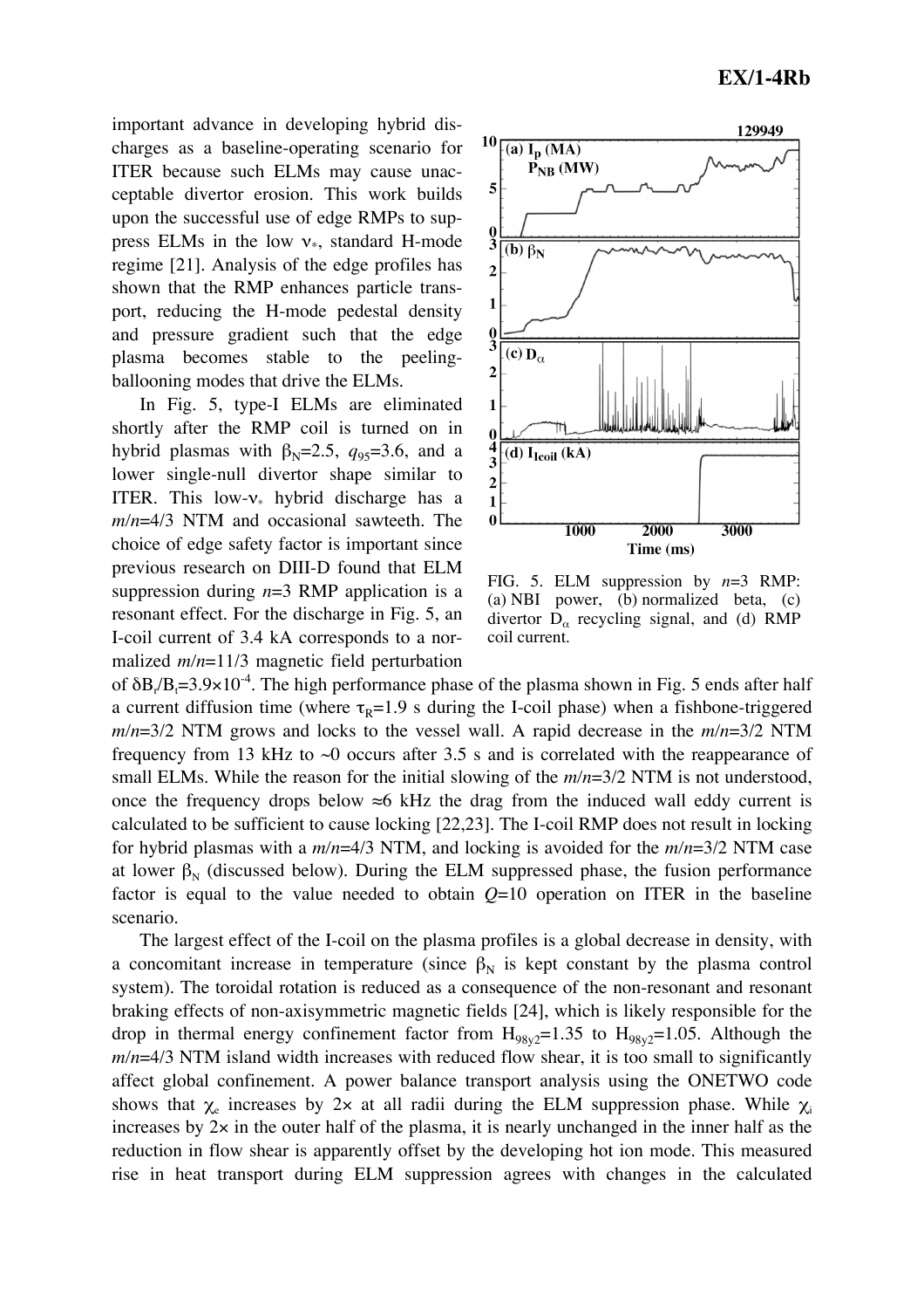important advance in developing hybrid discharges as a baseline-operating scenario for ITER because such ELMs may cause unacceptable divertor erosion. This work builds upon the successful use of edge RMPs to suppress ELMs in the low $\nu_*$, standard H-mode regime [21]. Analysis of the edge profiles has shown that the RMP enhances particle transport, reducing the H-mode pedestal density and pressure gradient such that the edge plasma becomes stable to the peeling-ballooning modes that drive the ELMs.

In Fig. 5, type-I ELMs are eliminated shortly after the RMP coil is turned on in hybrid plasmas with $\beta_N$=2.5, $q_{95}$=3.6, and a lower single-null divertor shape similar to ITER. This low-$\nu_*$ hybrid discharge has a $m/n$=4/3 NTM and occasional sawteeth. The choice of edge safety factor is important since previous research on DIII-D found that ELM suppression during $n$=3 RMP application is a resonant effect. For the discharge in Fig. 5, an I-coil current of 3.4 kA corresponds to a normalized $m/n$=11/3 magnetic field perturbation of $\delta B_r/B_t=3.9\times10^{-4}$. The high performance phase of the plasma shown in Fig. 5 ends after half a current diffusion time (where $\tau_R$=1.9 s during the I-coil phase) when a fishbone-triggered $m/n$=3/2 NTM grows and locks to the vessel wall. A rapid decrease in the $m/n$=3/2 NTM frequency from 13 kHz to ~0 occurs after 3.5 s and is correlated with the reappearance of small ELMs. While the reason for the initial slowing of the $m/n$=3/2 NTM is not understood, once the frequency drops below ≈6 kHz the drag from the induced wall eddy current is calculated to be sufficient to cause locking [22,23]. The I-coil RMP does not result in locking for hybrid plasmas with a $m/n$=4/3 NTM, and locking is avoided for the $m/n$=3/2 NTM case at lower $\beta_N$ (discussed below). During the ELM suppressed phase, the fusion performance factor is equal to the value needed to obtain $Q$=10 operation on ITER in the baseline scenario.

FIG. 5. ELM suppression by $n$=3 RMP: (a) NBI power, (b) normalized beta, (c) divertor $D_\alpha$ recycling signal, and (d) RMP coil current.

The largest effect of the I-coil on the plasma profiles is a global decrease in density, with a concomitant increase in temperature (since $\beta_N$ is kept constant by the plasma control system). The toroidal rotation is reduced as a consequence of the non-resonant and resonant braking effects of non-axisymmetric magnetic fields [24], which is likely responsible for the drop in thermal energy confinement factor from $H_{98y2}$=1.35 to $H_{98y2}$=1.05. Although the $m/n$=4/3 NTM island width increases with reduced flow shear, it is too small to significantly affect global confinement. A power balance transport analysis using the ONETWO code shows that $\chi_e$ increases by 2× at all radii during the ELM suppression phase. While $\chi_i$ increases by 2× in the outer half of the plasma, it is nearly unchanged in the inner half as the reduction in flow shear is apparently offset by the developing hot ion mode. This measured rise in heat transport during ELM suppression agrees with changes in the calculated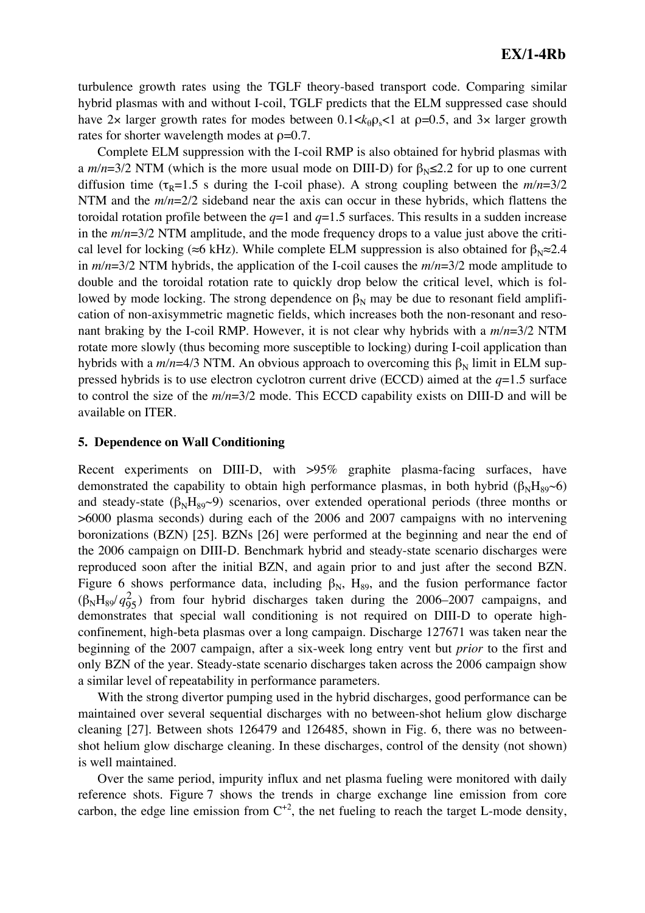turbulence growth rates using the TGLF theory-based transport code. Comparing similar hybrid plasmas with and without I-coil, TGLF predicts that the ELM suppressed case should have 2× larger growth rates for modes between $0.1<k_\theta\rho_s<1$ at $\rho=0.5$, and 3× larger growth rates for shorter wavelength modes at $\rho=0.7$.

Complete ELM suppression with the I-coil RMP is also obtained for hybrid plasmas with a $m/n=3/2$ NTM (which is the more usual mode on DIII-D) for $\beta_N\leq2.2$ for up to one current diffusion time ($\tau_R=1.5$ s during the I-coil phase). A strong coupling between the $m/n=3/2$ NTM and the $m/n=2/2$ sideband near the axis can occur in these hybrids, which flattens the toroidal rotation profile between the $q=1$ and $q=1.5$ surfaces. This results in a sudden increase in the $m/n=3/2$ NTM amplitude, and the mode frequency drops to a value just above the critical level for locking (≈6 kHz). While complete ELM suppression is also obtained for $\beta_N\approx2.4$ in $m/n=3/2$ NTM hybrids, the application of the I-coil causes the $m/n=3/2$ mode amplitude to double and the toroidal rotation rate to quickly drop below the critical level, which is followed by mode locking. The strong dependence on $\beta_N$ may be due to resonant field amplification of non-axisymmetric magnetic fields, which increases both the non-resonant and resonant braking by the I-coil RMP. However, it is not clear why hybrids with a $m/n=3/2$ NTM rotate more slowly (thus becoming more susceptible to locking) during I-coil application than hybrids with a $m/n=4/3$ NTM. An obvious approach to overcoming this $\beta_N$ limit in ELM suppressed hybrids is to use electron cyclotron current drive (ECCD) aimed at the $q=1.5$ surface to control the size of the $m/n=3/2$ mode. This ECCD capability exists on DIII-D and will be available on ITER.

## 5. Dependence on Wall Conditioning

Recent experiments on DIII-D, with >95% graphite plasma-facing surfaces, have demonstrated the capability to obtain high performance plasmas, in both hybrid ($\beta_N H_{89}$~6) and steady-state ($\beta_N H_{89}$~9) scenarios, over extended operational periods (three months or >6000 plasma seconds) during each of the 2006 and 2007 campaigns with no intervening boronizations (BZN) [25]. BZNs [26] were performed at the beginning and near the end of the 2006 campaign on DIII-D. Benchmark hybrid and steady-state scenario discharges were reproduced soon after the initial BZN, and again prior to and just after the second BZN. Figure 6 shows performance data, including $\beta_N$, $H_{89}$, and the fusion performance factor ($\beta_N H_{89}/q_{95}^2$) from four hybrid discharges taken during the 2006–2007 campaigns, and demonstrates that special wall conditioning is not required on DIII-D to operate high-confinement, high-beta plasmas over a long campaign. Discharge 127671 was taken near the beginning of the 2007 campaign, after a six-week long entry vent but *prior* to the first and only BZN of the year. Steady-state scenario discharges taken across the 2006 campaign show a similar level of repeatability in performance parameters.

With the strong divertor pumping used in the hybrid discharges, good performance can be maintained over several sequential discharges with no between-shot helium glow discharge cleaning [27]. Between shots 126479 and 126485, shown in Fig. 6, there was no between-shot helium glow discharge cleaning. In these discharges, control of the density (not shown) is well maintained.

Over the same period, impurity influx and net plasma fueling were monitored with daily reference shots. Figure 7 shows the trends in charge exchange line emission from core carbon, the edge line emission from $C^{+2}$, the net fueling to reach the target L-mode density,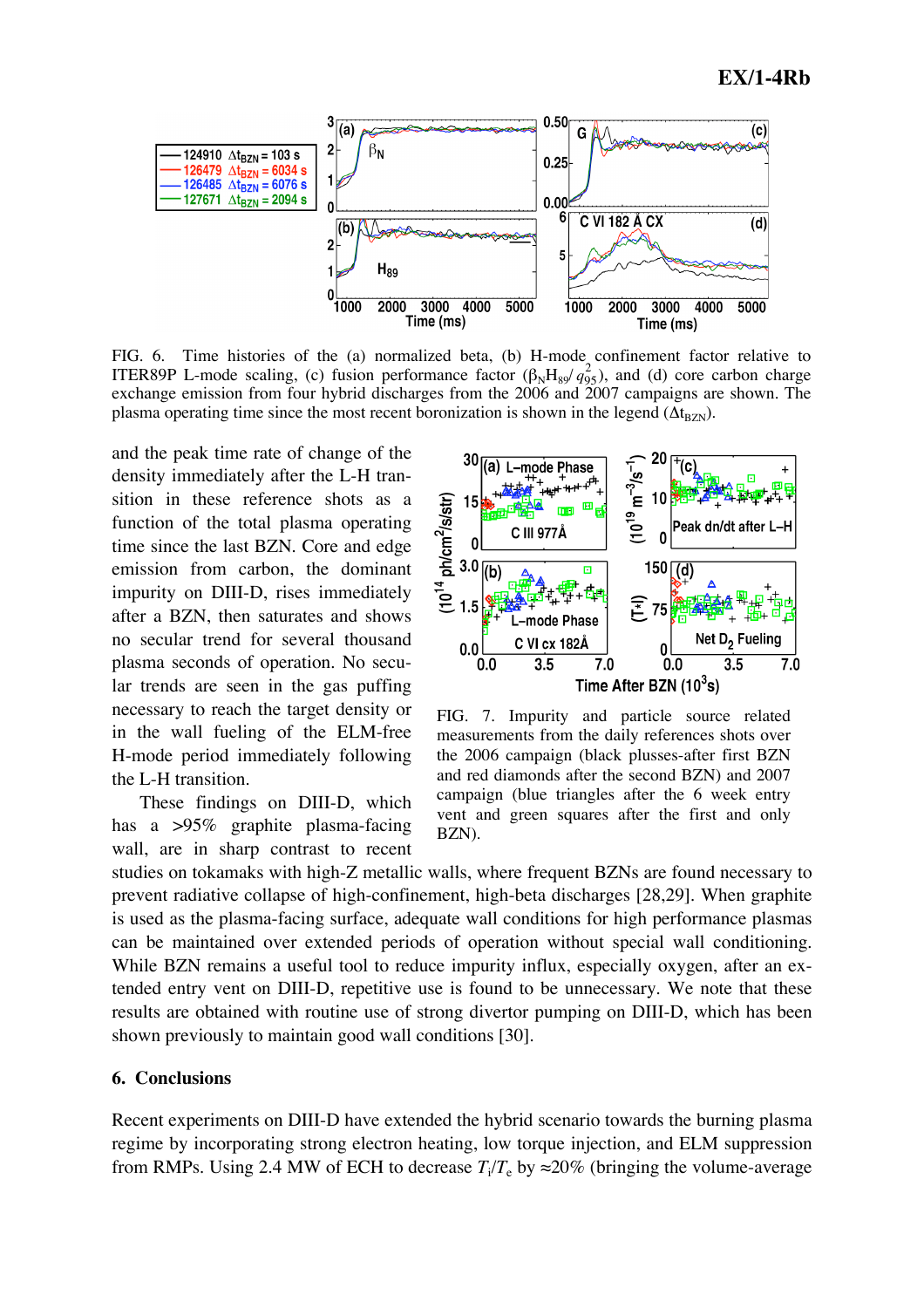FIG. 6. Time histories of the (a) normalized beta, (b) H-mode confinement factor relative to ITER89P L-mode scaling, (c) fusion performance factor ($\beta_N H_{89}/q_{95}^2$), and (d) core carbon charge exchange emission from four hybrid discharges from the 2006 and 2007 campaigns are shown. The plasma operating time since the most recent boronization is shown in the legend ($\Delta t_{BZN}$).

and the peak time rate of change of the density immediately after the L-H transition in these reference shots as a function of the total plasma operating time since the last BZN. Core and edge emission from carbon, the dominant impurity on DIII-D, rises immediately after a BZN, then saturates and shows no secular trend for several thousand plasma seconds of operation. No secular trends are seen in the gas puffing necessary to reach the target density or in the wall fueling of the ELM-free H-mode period immediately following the L-H transition.

These findings on DIII-D, which has a >95% graphite plasma-facing wall, are in sharp contrast to recent studies on tokamaks with high-Z metallic walls, where frequent BZNs are found necessary to prevent radiative collapse of high-confinement, high-beta discharges [28,29]. When graphite is used as the plasma-facing surface, adequate wall conditions for high performance plasmas can be maintained over extended periods of operation without special wall conditioning. While BZN remains a useful tool to reduce impurity influx, especially oxygen, after an extended entry vent on DIII-D, repetitive use is found to be unnecessary. We note that these results are obtained with routine use of strong divertor pumping on DIII-D, which has been shown previously to maintain good wall conditions [30].

FIG. 7. Impurity and particle source related measurements from the daily references shots over the 2006 campaign (black plusses-after first BZN and red diamonds after the second BZN) and 2007 campaign (blue triangles after the 6 week entry vent and green squares after the first and only BZN).

## 6. Conclusions

Recent experiments on DIII-D have extended the hybrid scenario towards the burning plasma regime by incorporating strong electron heating, low torque injection, and ELM suppression from RMPs. Using 2.4 MW of ECH to decrease $T_i/T_e$ by ≈20% (bringing the volume-average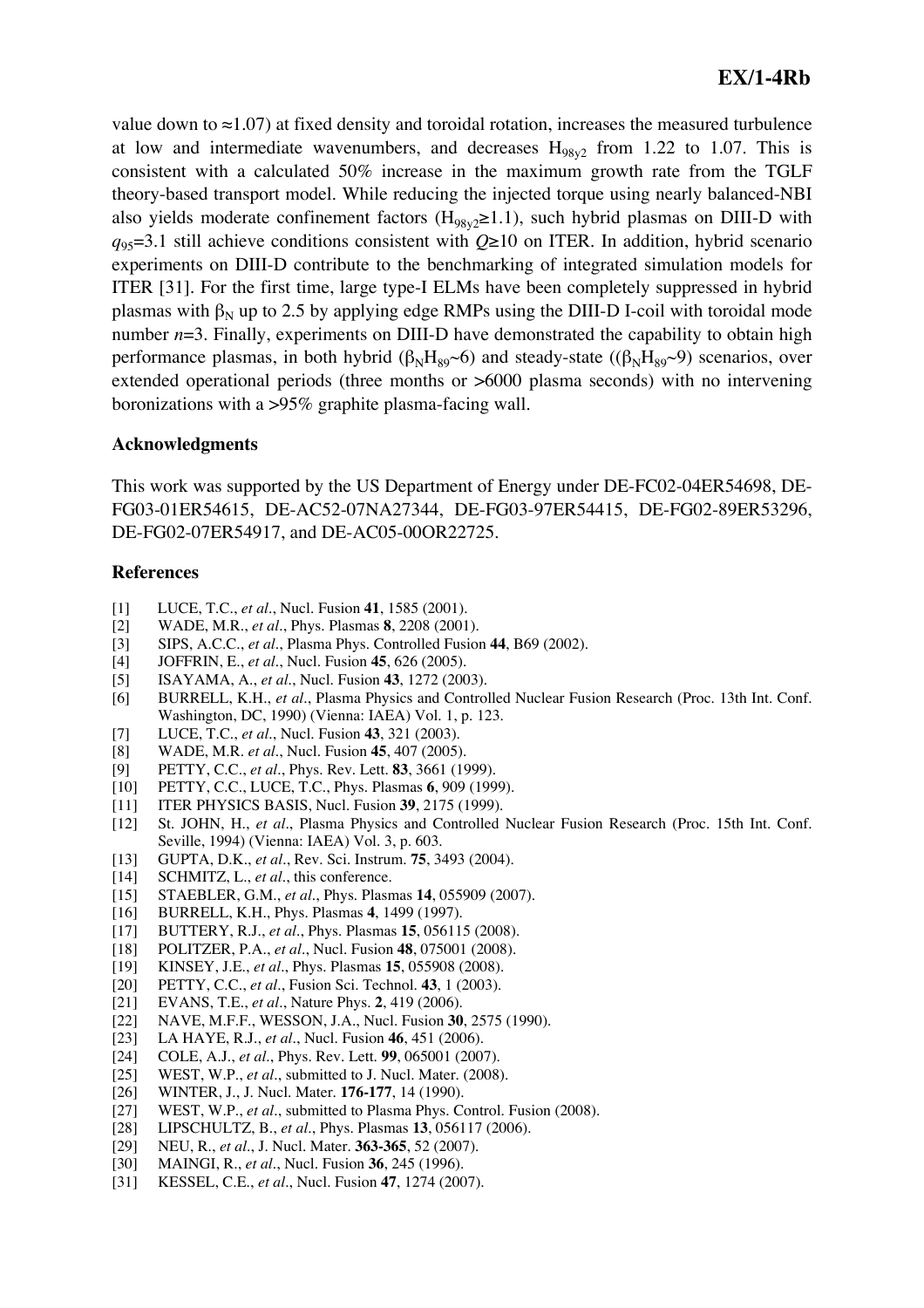value down to ≈1.07) at fixed density and toroidal rotation, increases the measured turbulence at low and intermediate wavenumbers, and decreases $H_{98y2}$ from 1.22 to 1.07. This is consistent with a calculated 50% increase in the maximum growth rate from the TGLF theory-based transport model. While reducing the injected torque using nearly balanced-NBI also yields moderate confinement factors ($H_{98y2}$≥1.1), such hybrid plasmas on DIII-D with $q_{95}$=3.1 still achieve conditions consistent with $Q$≥10 on ITER. In addition, hybrid scenario experiments on DIII-D contribute to the benchmarking of integrated simulation models for ITER [31]. For the first time, large type-I ELMs have been completely suppressed in hybrid plasmas with $\beta_N$ up to 2.5 by applying edge RMPs using the DIII-D I-coil with toroidal mode number $n$=3. Finally, experiments on DIII-D have demonstrated the capability to obtain high performance plasmas, in both hybrid ($\beta_N H_{89}$~6) and steady-state (($\beta_N H_{89}$~9) scenarios, over extended operational periods (three months or >6000 plasma seconds) with no intervening boronizations with a >95% graphite plasma-facing wall.

### Acknowledgments

This work was supported by the US Department of Energy under DE-FC02-04ER54698, DE-FG03-01ER54615, DE-AC52-07NA27344, DE-FG03-97ER54415, DE-FG02-89ER53296, DE-FG02-07ER54917, and DE-AC05-00OR22725.

### References

[1] LUCE, T.C., *et al*., Nucl. Fusion **41**, 1585 (2001).
[2] WADE, M.R., *et al*., Phys. Plasmas **8**, 2208 (2001).
[3] SIPS, A.C.C., *et al*., Plasma Phys. Controlled Fusion **44**, B69 (2002).
[4] JOFFRIN, E., *et al*., Nucl. Fusion **45**, 626 (2005).
[5] ISAYAMA, A., *et al*., Nucl. Fusion **43**, 1272 (2003).
[6] BURRELL, K.H., *et al*., Plasma Physics and Controlled Nuclear Fusion Research (Proc. 13th Int. Conf. Washington, DC, 1990) (Vienna: IAEA) Vol. 1, p. 123.
[7] LUCE, T.C., *et al*., Nucl. Fusion **43**, 321 (2003).
[8] WADE, M.R. *et al*., Nucl. Fusion **45**, 407 (2005).
[9] PETTY, C.C., *et al*., Phys. Rev. Lett. **83**, 3661 (1999).
[10] PETTY, C.C., LUCE, T.C., Phys. Plasmas **6**, 909 (1999).
[11] ITER PHYSICS BASIS, Nucl. Fusion **39**, 2175 (1999).
[12] St. JOHN, H., *et al*., Plasma Physics and Controlled Nuclear Fusion Research (Proc. 15th Int. Conf. Seville, 1994) (Vienna: IAEA) Vol. 3, p. 603.
[13] GUPTA, D.K., *et al*., Rev. Sci. Instrum. **75**, 3493 (2004).
[14] SCHMITZ, L., *et al*., this conference.
[15] STAEBLER, G.M., *et al*., Phys. Plasmas **14**, 055909 (2007).
[16] BURRELL, K.H., Phys. Plasmas **4**, 1499 (1997).
[17] BUTTERY, R.J., *et al*., Phys. Plasmas **15**, 056115 (2008).
[18] POLITZER, P.A., *et al*., Nucl. Fusion **48**, 075001 (2008).
[19] KINSEY, J.E., *et al*., Phys. Plasmas **15**, 055908 (2008).
[20] PETTY, C.C., *et al*., Fusion Sci. Technol. **43**, 1 (2003).
[21] EVANS, T.E., *et al*., Nature Phys. **2**, 419 (2006).
[22] NAVE, M.F.F., WESSON, J.A., Nucl. Fusion **30**, 2575 (1990).
[23] LA HAYE, R.J., *et al*., Nucl. Fusion **46**, 451 (2006).
[24] COLE, A.J., *et al*., Phys. Rev. Lett. **99**, 065001 (2007).
[25] WEST, W.P., *et al*., submitted to J. Nucl. Mater. (2008).
[26] WINTER, J., J. Nucl. Mater. **176-177**, 14 (1990).
[27] WEST, W.P., *et al*., submitted to Plasma Phys. Control. Fusion (2008).
[28] LIPSCHULTZ, B., *et al*., Phys. Plasmas **13**, 056117 (2006).
[29] NEU, R., *et al*., J. Nucl. Mater. **363-365**, 52 (2007).
[30] MAINGI, R., *et al*., Nucl. Fusion **36**, 245 (1996).
[31] KESSEL, C.E., *et al*., Nucl. Fusion **47**, 1274 (2007).